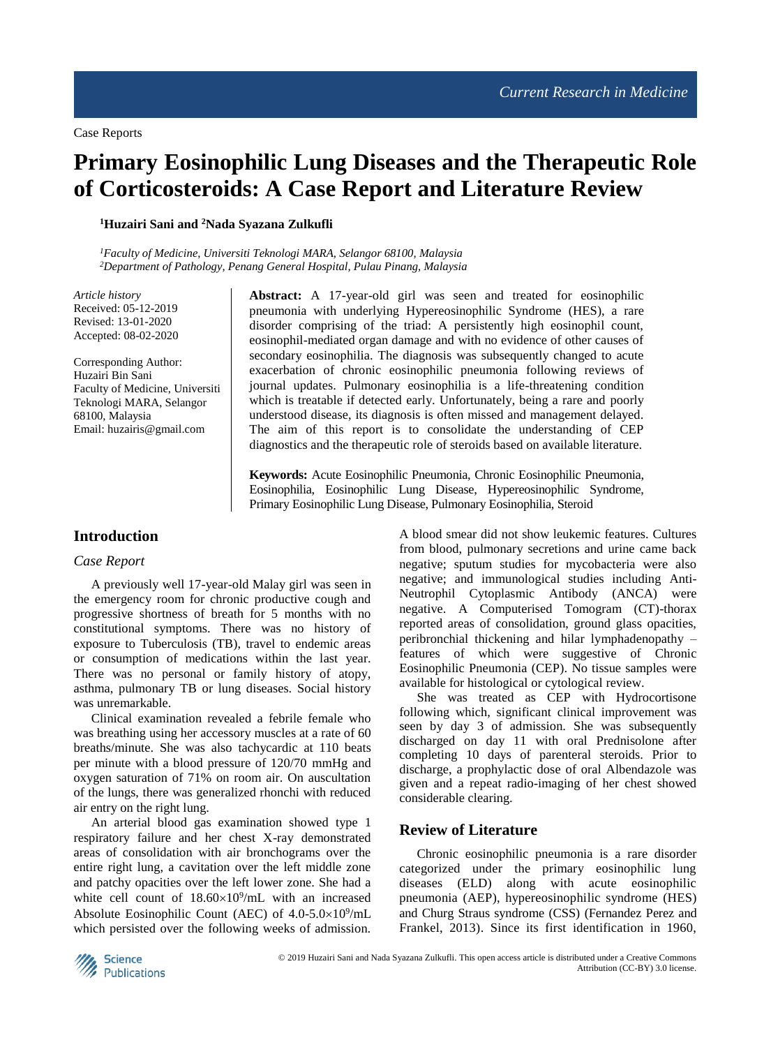Case Reports

# Primary Eosinophilic Lung Diseases and the Therapeutic Role of Corticosteroids: A Case Report and Literature Review

**[1]Huzairi Sani and [2]Nada Syazana Zulkufli**

*[1]Faculty of Medicine, Universiti Teknologi MARA, Selangor 68100, Malaysia*
*[2]Department of Pathology, Penang General Hospital, Pulau Pinang, Malaysia*

*Article history*
Received: 05-12-2019
Revised: 13-01-2020
Accepted: 08-02-2020

Corresponding Author:
Huzairi Bin Sani
Faculty of Medicine, Universiti Teknologi MARA, Selangor 68100, Malaysia
Email: huzairis@gmail.com

**Abstract:** A 17-year-old girl was seen and treated for eosinophilic pneumonia with underlying Hypereosinophilic Syndrome (HES), a rare disorder comprising of the triad: A persistently high eosinophil count, eosinophil-mediated organ damage and with no evidence of other causes of secondary eosinophilia. The diagnosis was subsequently changed to acute exacerbation of chronic eosinophilic pneumonia following reviews of journal updates. Pulmonary eosinophilia is a life-threatening condition which is treatable if detected early. Unfortunately, being a rare and poorly understood disease, its diagnosis is often missed and management delayed. The aim of this report is to consolidate the understanding of CEP diagnostics and the therapeutic role of steroids based on available literature.

**Keywords:** Acute Eosinophilic Pneumonia, Chronic Eosinophilic Pneumonia, Eosinophilia, Eosinophilic Lung Disease, Hypereosinophilic Syndrome, Primary Eosinophilic Lung Disease, Pulmonary Eosinophilia, Steroid

## Introduction

### *Case Report*

A previously well 17-year-old Malay girl was seen in the emergency room for chronic productive cough and progressive shortness of breath for 5 months with no constitutional symptoms. There was no history of exposure to Tuberculosis (TB), travel to endemic areas or consumption of medications within the last year. There was no personal or family history of atopy, asthma, pulmonary TB or lung diseases. Social history was unremarkable.

Clinical examination revealed a febrile female who was breathing using her accessory muscles at a rate of 60 breaths/minute. She was also tachycardic at 110 beats per minute with a blood pressure of 120/70 mmHg and oxygen saturation of 71% on room air. On auscultation of the lungs, there was generalized rhonchi with reduced air entry on the right lung.

An arterial blood gas examination showed type 1 respiratory failure and her chest X-ray demonstrated areas of consolidation with air bronchograms over the entire right lung, a cavitation over the left middle zone and patchy opacities over the left lower zone. She had a white cell count of $18.60 \times 10^9$/mL with an increased Absolute Eosinophilic Count (AEC) of $4.0\text{-}5.0 \times 10^9$/mL which persisted over the following weeks of admission. A blood smear did not show leukemic features. Cultures from blood, pulmonary secretions and urine came back negative; sputum studies for mycobacteria were also negative; and immunological studies including Anti-Neutrophil Cytoplasmic Antibody (ANCA) were negative. A Computerised Tomogram (CT)-thorax reported areas of consolidation, ground glass opacities, peribronchial thickening and hilar lymphadenopathy – features of which were suggestive of Chronic Eosinophilic Pneumonia (CEP). No tissue samples were available for histological or cytological review.

She was treated as CEP with Hydrocortisone following which, significant clinical improvement was seen by day 3 of admission. She was subsequently discharged on day 11 with oral Prednisolone after completing 10 days of parenteral steroids. Prior to discharge, a prophylactic dose of oral Albendazole was given and a repeat radio-imaging of her chest showed considerable clearing.

## Review of Literature

Chronic eosinophilic pneumonia is a rare disorder categorized under the primary eosinophilic lung diseases (ELD) along with acute eosinophilic pneumonia (AEP), hypereosinophilic syndrome (HES) and Churg Straus syndrome (CSS) (Fernandez Perez and Frankel, 2013). Since its first identification in 1960,

© 2019 Huzairi Sani and Nada Syazana Zulkufli. This open access article is distributed under a Creative Commons Attribution (CC-BY) 3.0 license.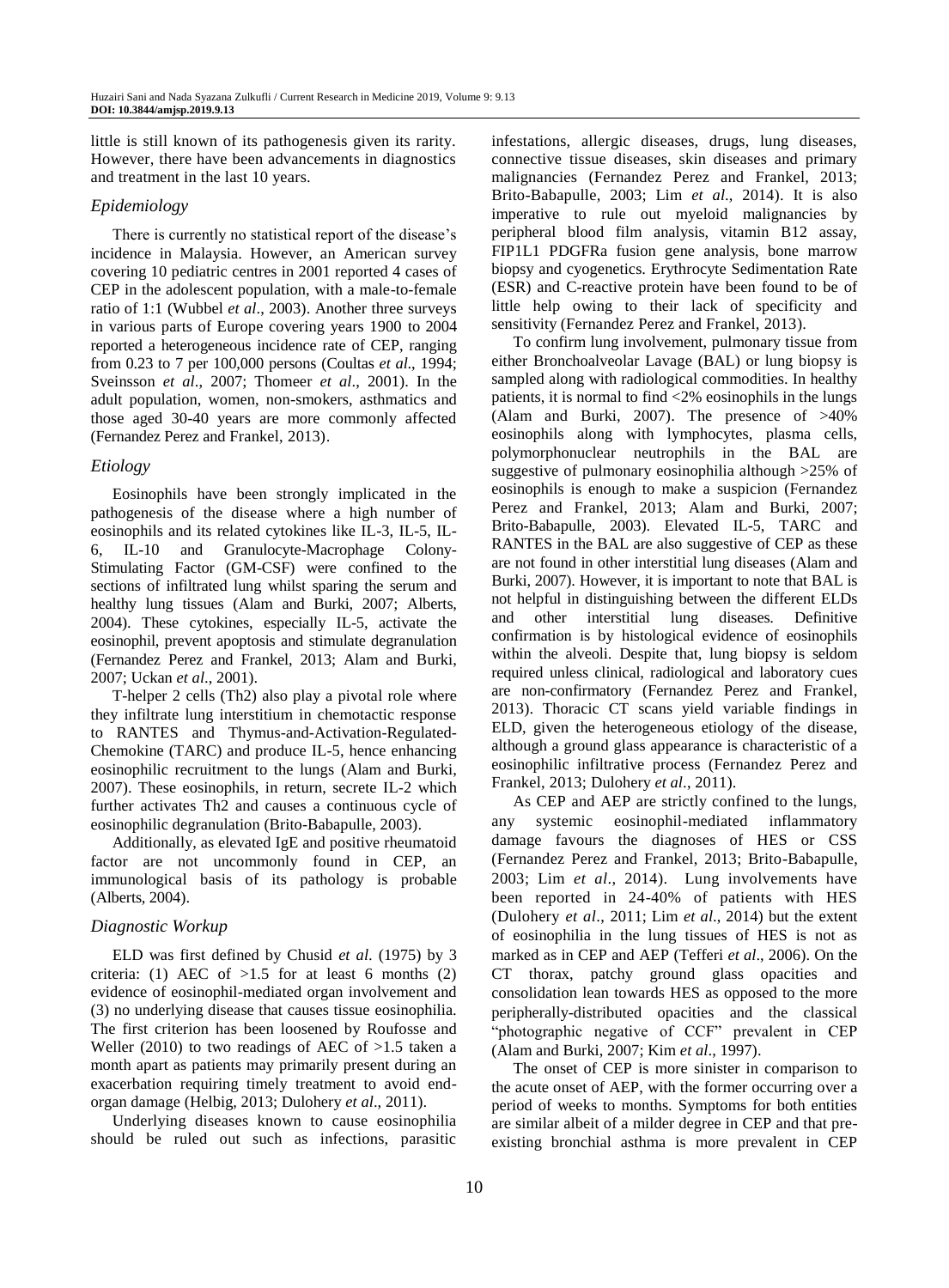little is still known of its pathogenesis given its rarity. However, there have been advancements in diagnostics and treatment in the last 10 years.

### *Epidemiology*

There is currently no statistical report of the disease's incidence in Malaysia. However, an American survey covering 10 pediatric centres in 2001 reported 4 cases of CEP in the adolescent population, with a male-to-female ratio of 1:1 (Wubbel *et al*., 2003). Another three surveys in various parts of Europe covering years 1900 to 2004 reported a heterogeneous incidence rate of CEP, ranging from 0.23 to 7 per 100,000 persons (Coultas *et al*., 1994; Sveinsson *et al*., 2007; Thomeer *et al*., 2001). In the adult population, women, non-smokers, asthmatics and those aged 30-40 years are more commonly affected (Fernandez Perez and Frankel, 2013).

### *Etiology*

Eosinophils have been strongly implicated in the pathogenesis of the disease where a high number of eosinophils and its related cytokines like IL-3, IL-5, IL-6, IL-10 and Granulocyte-Macrophage Colony-Stimulating Factor (GM-CSF) were confined to the sections of infiltrated lung whilst sparing the serum and healthy lung tissues (Alam and Burki, 2007; Alberts, 2004). These cytokines, especially IL-5, activate the eosinophil, prevent apoptosis and stimulate degranulation (Fernandez Perez and Frankel, 2013; Alam and Burki, 2007; Uckan *et al*., 2001).

T-helper 2 cells (Th2) also play a pivotal role where they infiltrate lung interstitium in chemotactic response to RANTES and Thymus-and-Activation-Regulated-Chemokine (TARC) and produce IL-5, hence enhancing eosinophilic recruitment to the lungs (Alam and Burki, 2007). These eosinophils, in return, secrete IL-2 which further activates Th2 and causes a continuous cycle of eosinophilic degranulation (Brito-Babapulle, 2003).

Additionally, as elevated IgE and positive rheumatoid factor are not uncommonly found in CEP, an immunological basis of its pathology is probable (Alberts, 2004).

### *Diagnostic Workup*

ELD was first defined by Chusid *et al*. (1975) by 3 criteria: (1) AEC of >1.5 for at least 6 months (2) evidence of eosinophil-mediated organ involvement and (3) no underlying disease that causes tissue eosinophilia. The first criterion has been loosened by Roufosse and Weller (2010) to two readings of AEC of >1.5 taken a month apart as patients may primarily present during an exacerbation requiring timely treatment to avoid end-organ damage (Helbig, 2013; Dulohery *et al*., 2011).

Underlying diseases known to cause eosinophilia should be ruled out such as infections, parasitic infestations, allergic diseases, drugs, lung diseases, connective tissue diseases, skin diseases and primary malignancies (Fernandez Perez and Frankel, 2013; Brito-Babapulle, 2003; Lim *et al*., 2014). It is also imperative to rule out myeloid malignancies by peripheral blood film analysis, vitamin B12 assay, FIP1L1 PDGFRa fusion gene analysis, bone marrow biopsy and cyogenetics. Erythrocyte Sedimentation Rate (ESR) and C-reactive protein have been found to be of little help owing to their lack of specificity and sensitivity (Fernandez Perez and Frankel, 2013).

To confirm lung involvement, pulmonary tissue from either Bronchoalveolar Lavage (BAL) or lung biopsy is sampled along with radiological commodities. In healthy patients, it is normal to find <2% eosinophils in the lungs (Alam and Burki, 2007). The presence of >40% eosinophils along with lymphocytes, plasma cells, polymorphonuclear neutrophils in the BAL are suggestive of pulmonary eosinophilia although >25% of eosinophils is enough to make a suspicion (Fernandez Perez and Frankel, 2013; Alam and Burki, 2007; Brito-Babapulle, 2003). Elevated IL-5, TARC and RANTES in the BAL are also suggestive of CEP as these are not found in other interstitial lung diseases (Alam and Burki, 2007). However, it is important to note that BAL is not helpful in distinguishing between the different ELDs and other interstitial lung diseases. Definitive confirmation is by histological evidence of eosinophils within the alveoli. Despite that, lung biopsy is seldom required unless clinical, radiological and laboratory cues are non-confirmatory (Fernandez Perez and Frankel, 2013). Thoracic CT scans yield variable findings in ELD, given the heterogeneous etiology of the disease, although a ground glass appearance is characteristic of a eosinophilic infiltrative process (Fernandez Perez and Frankel, 2013; Dulohery *et al*., 2011).

As CEP and AEP are strictly confined to the lungs, any systemic eosinophil-mediated inflammatory damage favours the diagnoses of HES or CSS (Fernandez Perez and Frankel, 2013; Brito-Babapulle, 2003; Lim *et al*., 2014). Lung involvements have been reported in 24-40% of patients with HES (Dulohery *et al*., 2011; Lim *et al*., 2014) but the extent of eosinophilia in the lung tissues of HES is not as marked as in CEP and AEP (Tefferi *et al*., 2006). On the CT thorax, patchy ground glass opacities and consolidation lean towards HES as opposed to the more peripherally-distributed opacities and the classical "photographic negative of CCF" prevalent in CEP (Alam and Burki, 2007; Kim *et al*., 1997).

The onset of CEP is more sinister in comparison to the acute onset of AEP, with the former occurring over a period of weeks to months. Symptoms for both entities are similar albeit of a milder degree in CEP and that pre-existing bronchial asthma is more prevalent in CEP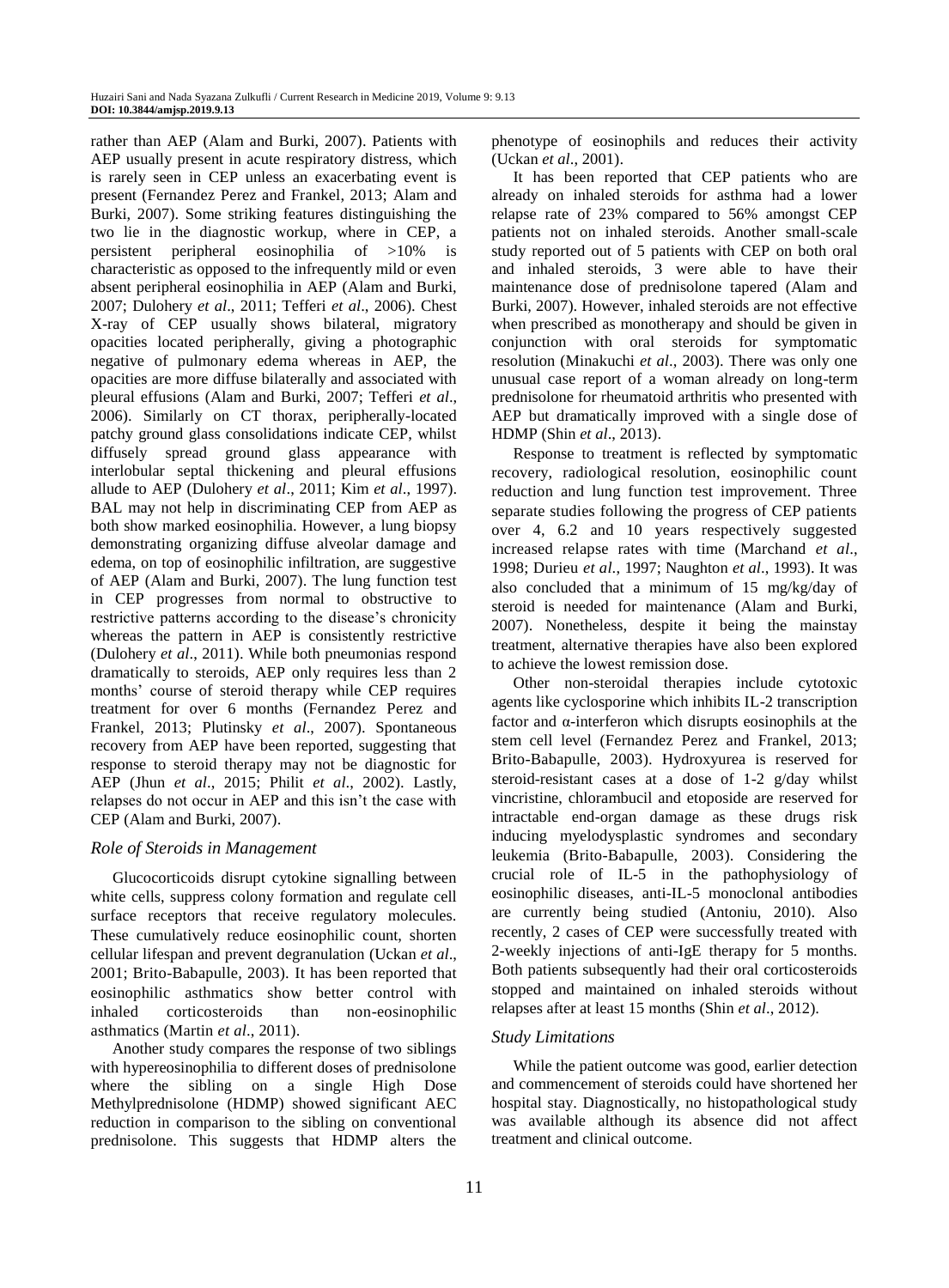rather than AEP (Alam and Burki, 2007). Patients with AEP usually present in acute respiratory distress, which is rarely seen in CEP unless an exacerbating event is present (Fernandez Perez and Frankel, 2013; Alam and Burki, 2007). Some striking features distinguishing the two lie in the diagnostic workup, where in CEP, a persistent peripheral eosinophilia of >10% is characteristic as opposed to the infrequently mild or even absent peripheral eosinophilia in AEP (Alam and Burki, 2007; Dulohery *et al*., 2011; Tefferi *et al*., 2006). Chest X-ray of CEP usually shows bilateral, migratory opacities located peripherally, giving a photographic negative of pulmonary edema whereas in AEP, the opacities are more diffuse bilaterally and associated with pleural effusions (Alam and Burki, 2007; Tefferi *et al*., 2006). Similarly on CT thorax, peripherally-located patchy ground glass consolidations indicate CEP, whilst diffusely spread ground glass appearance with interlobular septal thickening and pleural effusions allude to AEP (Dulohery *et al*., 2011; Kim *et al*., 1997). BAL may not help in discriminating CEP from AEP as both show marked eosinophilia. However, a lung biopsy demonstrating organizing diffuse alveolar damage and edema, on top of eosinophilic infiltration, are suggestive of AEP (Alam and Burki, 2007). The lung function test in CEP progresses from normal to obstructive to restrictive patterns according to the disease's chronicity whereas the pattern in AEP is consistently restrictive (Dulohery *et al*., 2011). While both pneumonias respond dramatically to steroids, AEP only requires less than 2 months' course of steroid therapy while CEP requires treatment for over 6 months (Fernandez Perez and Frankel, 2013; Plutinsky *et al*., 2007). Spontaneous recovery from AEP have been reported, suggesting that response to steroid therapy may not be diagnostic for AEP (Jhun *et al*., 2015; Philit *et al*., 2002). Lastly, relapses do not occur in AEP and this isn't the case with CEP (Alam and Burki, 2007).

### *Role of Steroids in Management*

Glucocorticoids disrupt cytokine signalling between white cells, suppress colony formation and regulate cell surface receptors that receive regulatory molecules. These cumulatively reduce eosinophilic count, shorten cellular lifespan and prevent degranulation (Uckan *et al*., 2001; Brito-Babapulle, 2003). It has been reported that eosinophilic asthmatics show better control with inhaled corticosteroids than non-eosinophilic asthmatics (Martin *et al*., 2011).

Another study compares the response of two siblings with hypereosinophilia to different doses of prednisolone where the sibling on a single High Dose Methylprednisolone (HDMP) showed significant AEC reduction in comparison to the sibling on conventional prednisolone. This suggests that HDMP alters the phenotype of eosinophils and reduces their activity (Uckan *et al*., 2001).

It has been reported that CEP patients who are already on inhaled steroids for asthma had a lower relapse rate of 23% compared to 56% amongst CEP patients not on inhaled steroids. Another small-scale study reported out of 5 patients with CEP on both oral and inhaled steroids, 3 were able to have their maintenance dose of prednisolone tapered (Alam and Burki, 2007). However, inhaled steroids are not effective when prescribed as monotherapy and should be given in conjunction with oral steroids for symptomatic resolution (Minakuchi *et al*., 2003). There was only one unusual case report of a woman already on long-term prednisolone for rheumatoid arthritis who presented with AEP but dramatically improved with a single dose of HDMP (Shin *et al*., 2013).

Response to treatment is reflected by symptomatic recovery, radiological resolution, eosinophilic count reduction and lung function test improvement. Three separate studies following the progress of CEP patients over 4, 6.2 and 10 years respectively suggested increased relapse rates with time (Marchand *et al*., 1998; Durieu *et al*., 1997; Naughton *et al*., 1993). It was also concluded that a minimum of 15 mg/kg/day of steroid is needed for maintenance (Alam and Burki, 2007). Nonetheless, despite it being the mainstay treatment, alternative therapies have also been explored to achieve the lowest remission dose.

Other non-steroidal therapies include cytotoxic agents like cyclosporine which inhibits IL-2 transcription factor and α-interferon which disrupts eosinophils at the stem cell level (Fernandez Perez and Frankel, 2013; Brito-Babapulle, 2003). Hydroxyurea is reserved for steroid-resistant cases at a dose of 1-2 g/day whilst vincristine, chlorambucil and etoposide are reserved for intractable end-organ damage as these drugs risk inducing myelodysplastic syndromes and secondary leukemia (Brito-Babapulle, 2003). Considering the crucial role of IL-5 in the pathophysiology of eosinophilic diseases, anti-IL-5 monoclonal antibodies are currently being studied (Antoniu, 2010). Also recently, 2 cases of CEP were successfully treated with 2-weekly injections of anti-IgE therapy for 5 months. Both patients subsequently had their oral corticosteroids stopped and maintained on inhaled steroids without relapses after at least 15 months (Shin *et al*., 2012).

### *Study Limitations*

While the patient outcome was good, earlier detection and commencement of steroids could have shortened her hospital stay. Diagnostically, no histopathological study was available although its absence did not affect treatment and clinical outcome.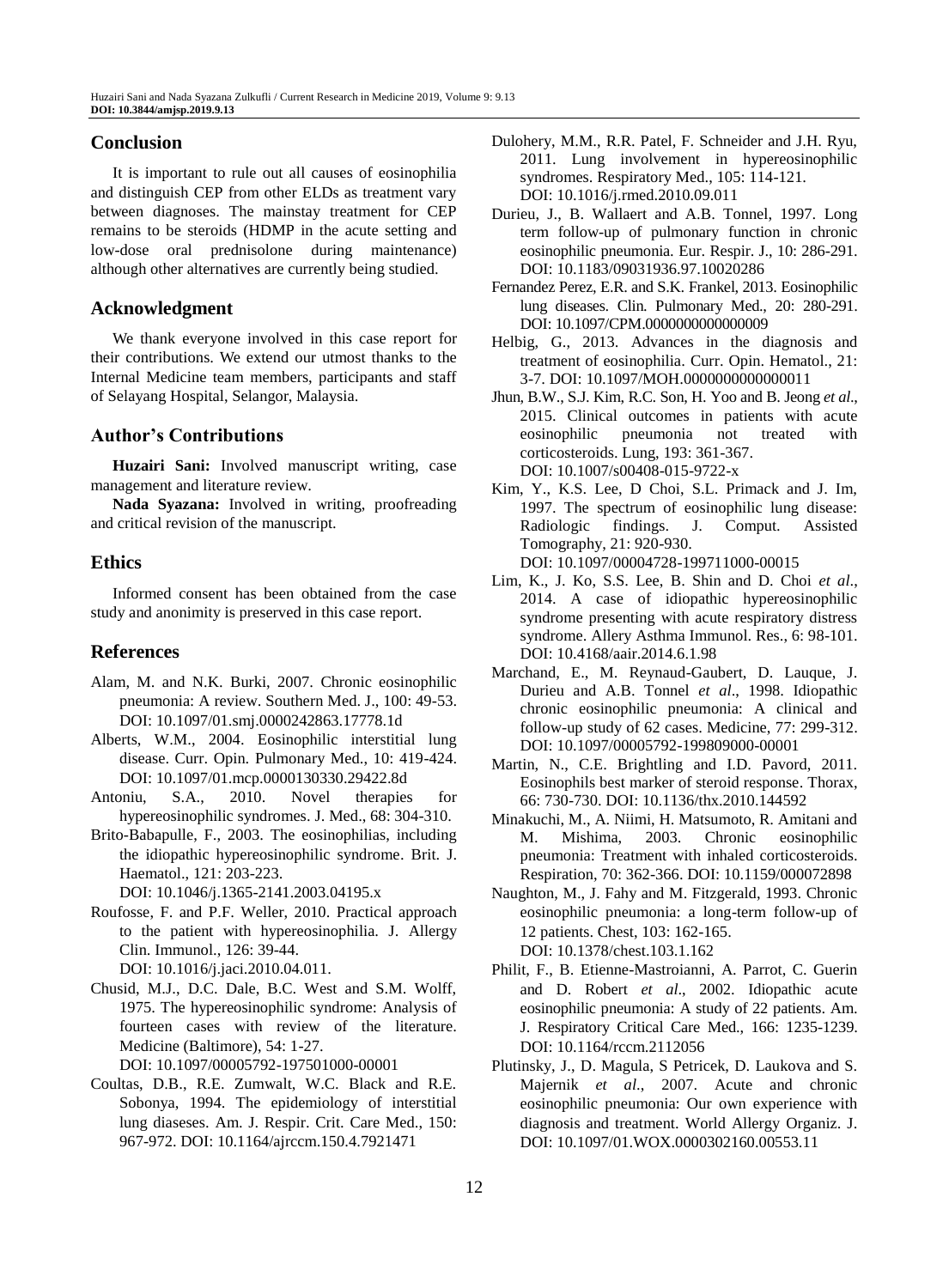## Conclusion

It is important to rule out all causes of eosinophilia and distinguish CEP from other ELDs as treatment vary between diagnoses. The mainstay treatment for CEP remains to be steroids (HDMP in the acute setting and low-dose oral prednisolone during maintenance) although other alternatives are currently being studied.

## Acknowledgment

We thank everyone involved in this case report for their contributions. We extend our utmost thanks to the Internal Medicine team members, participants and staff of Selayang Hospital, Selangor, Malaysia.

## Author's Contributions

**Huzairi Sani:** Involved manuscript writing, case management and literature review.

**Nada Syazana:** Involved in writing, proofreading and critical revision of the manuscript.

## Ethics

Informed consent has been obtained from the case study and anonimity is preserved in this case report.

## References

Alam, M. and N.K. Burki, 2007. Chronic eosinophilic pneumonia: A review. Southern Med. J., 100: 49-53. DOI: 10.1097/01.smj.0000242863.17778.1d

Alberts, W.M., 2004. Eosinophilic interstitial lung disease. Curr. Opin. Pulmonary Med., 10: 419-424. DOI: 10.1097/01.mcp.0000130330.29422.8d

Antoniu, S.A., 2010. Novel therapies for hypereosinophilic syndromes. J. Med., 68: 304-310.

Brito-Babapulle, F., 2003. The eosinophilias, including the idiopathic hypereosinophilic syndrome. Brit. J. Haematol., 121: 203-223. DOI: 10.1046/j.1365-2141.2003.04195.x

Roufosse, F. and P.F. Weller, 2010. Practical approach to the patient with hypereosinophilia. J. Allergy Clin. Immunol., 126: 39-44. DOI: 10.1016/j.jaci.2010.04.011.

Chusid, M.J., D.C. Dale, B.C. West and S.M. Wolff, 1975. The hypereosinophilic syndrome: Analysis of fourteen cases with review of the literature. Medicine (Baltimore), 54: 1-27. DOI: 10.1097/00005792-197501000-00001

Coultas, D.B., R.E. Zumwalt, W.C. Black and R.E. Sobonya, 1994. The epidemiology of interstitial lung diaseses. Am. J. Respir. Crit. Care Med., 150: 967-972. DOI: 10.1164/ajrccm.150.4.7921471

Dulohery, M.M., R.R. Patel, F. Schneider and J.H. Ryu, 2011. Lung involvement in hypereosinophilic syndromes. Respiratory Med., 105: 114-121. DOI: 10.1016/j.rmed.2010.09.011

Durieu, J., B. Wallaert and A.B. Tonnel, 1997. Long term follow-up of pulmonary function in chronic eosinophilic pneumonia. Eur. Respir. J., 10: 286-291. DOI: 10.1183/09031936.97.10020286

Fernandez Perez, E.R. and S.K. Frankel, 2013. Eosinophilic lung diseases. Clin. Pulmonary Med., 20: 280-291. DOI: 10.1097/CPM.0000000000000009

Helbig, G., 2013. Advances in the diagnosis and treatment of eosinophilia. Curr. Opin. Hematol., 21: 3-7. DOI: 10.1097/MOH.0000000000000011

Jhun, B.W., S.J. Kim, R.C. Son, H. Yoo and B. Jeong *et al*., 2015. Clinical outcomes in patients with acute eosinophilic pneumonia not treated with corticosteroids. Lung, 193: 361-367. DOI: 10.1007/s00408-015-9722-x

Kim, Y., K.S. Lee, D Choi, S.L. Primack and J. Im, 1997. The spectrum of eosinophilic lung disease: Radiologic findings. J. Comput. Assisted Tomography, 21: 920-930. DOI: 10.1097/00004728-199711000-00015

Lim, K., J. Ko, S.S. Lee, B. Shin and D. Choi *et al*., 2014. A case of idiopathic hypereosinophilic syndrome presenting with acute respiratory distress syndrome. Allery Asthma Immunol. Res., 6: 98-101. DOI: 10.4168/aair.2014.6.1.98

Marchand, E., M. Reynaud-Gaubert, D. Lauque, J. Durieu and A.B. Tonnel *et al*., 1998. Idiopathic chronic eosinophilic pneumonia: A clinical and follow-up study of 62 cases. Medicine, 77: 299-312. DOI: 10.1097/00005792-199809000-00001

Martin, N., C.E. Brightling and I.D. Pavord, 2011. Eosinophils best marker of steroid response. Thorax, 66: 730-730. DOI: 10.1136/thx.2010.144592

Minakuchi, M., A. Niimi, H. Matsumoto, R. Amitani and M. Mishima, 2003. Chronic eosinophilic pneumonia: Treatment with inhaled corticosteroids. Respiration, 70: 362-366. DOI: 10.1159/000072898

Naughton, M., J. Fahy and M. Fitzgerald, 1993. Chronic eosinophilic pneumonia: a long-term follow-up of 12 patients. Chest, 103: 162-165. DOI: 10.1378/chest.103.1.162

Philit, F., B. Etienne-Mastroianni, A. Parrot, C. Guerin and D. Robert *et al*., 2002. Idiopathic acute eosinophilic pneumonia: A study of 22 patients. Am. J. Respiratory Critical Care Med., 166: 1235-1239. DOI: 10.1164/rccm.2112056

Plutinsky, J., D. Magula, S Petricek, D. Laukova and S. Majernik *et al*., 2007. Acute and chronic eosinophilic pneumonia: Our own experience with diagnosis and treatment. World Allergy Organiz. J. DOI: 10.1097/01.WOX.0000302160.00553.11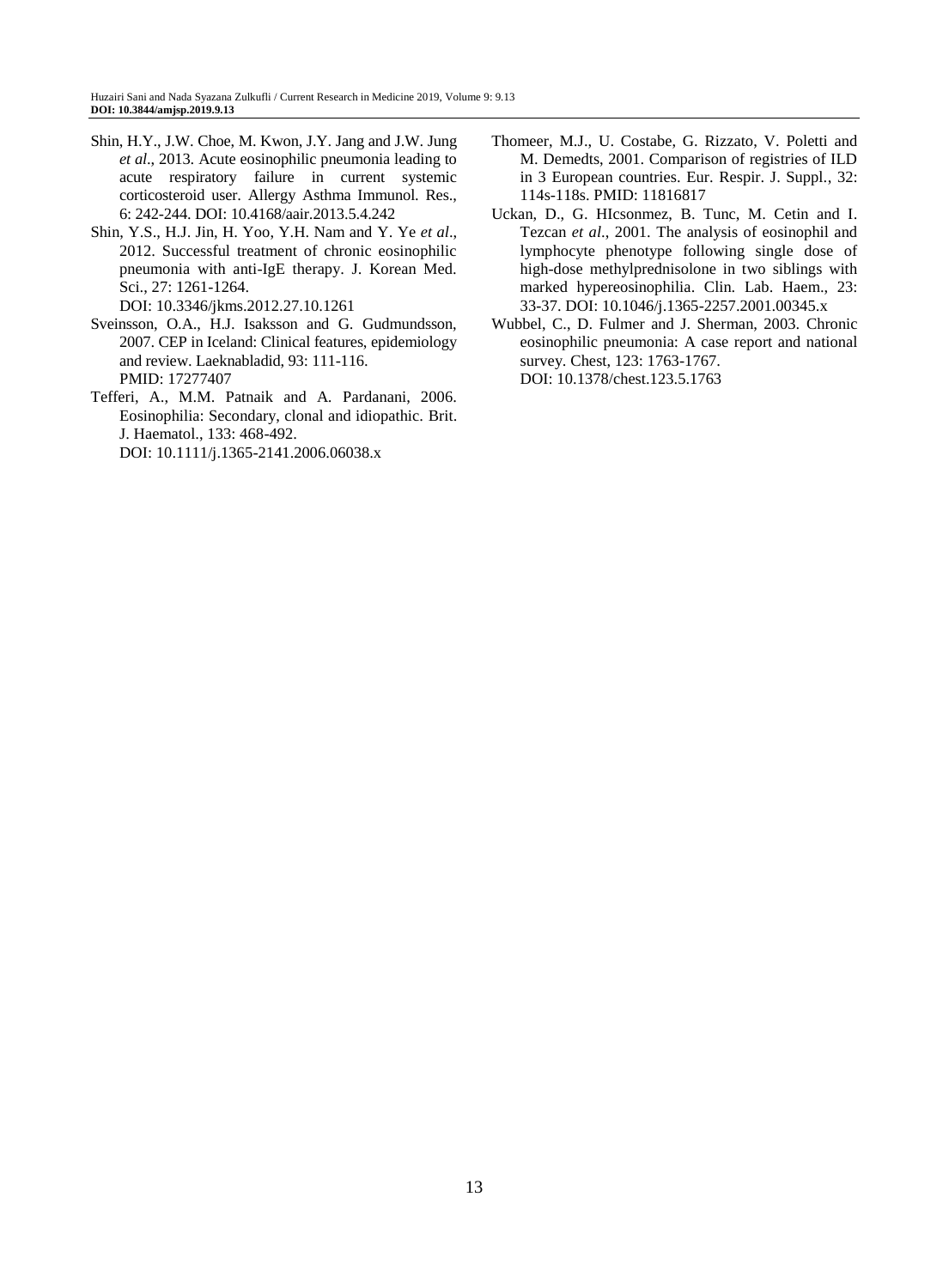Shin, H.Y., J.W. Choe, M. Kwon, J.Y. Jang and J.W. Jung *et al*., 2013. Acute eosinophilic pneumonia leading to acute respiratory failure in current systemic corticosteroid user. Allergy Asthma Immunol. Res., 6: 242-244. DOI: 10.4168/aair.2013.5.4.242

Shin, Y.S., H.J. Jin, H. Yoo, Y.H. Nam and Y. Ye *et al*., 2012. Successful treatment of chronic eosinophilic pneumonia with anti-IgE therapy. J. Korean Med. Sci., 27: 1261-1264. DOI: 10.3346/jkms.2012.27.10.1261

Sveinsson, O.A., H.J. Isaksson and G. Gudmundsson, 2007. CEP in Iceland: Clinical features, epidemiology and review. Laeknabladid, 93: 111-116. PMID: 17277407

Tefferi, A., M.M. Patnaik and A. Pardanani, 2006. Eosinophilia: Secondary, clonal and idiopathic. Brit. J. Haematol., 133: 468-492. DOI: 10.1111/j.1365-2141.2006.06038.x

Thomeer, M.J., U. Costabe, G. Rizzato, V. Poletti and M. Demedts, 2001. Comparison of registries of ILD in 3 European countries. Eur. Respir. J. Suppl., 32: 114s-118s. PMID: 11816817

Uckan, D., G. HIcsonmez, B. Tunc, M. Cetin and I. Tezcan *et al*., 2001. The analysis of eosinophil and lymphocyte phenotype following single dose of high-dose methylprednisolone in two siblings with marked hypereosinophilia. Clin. Lab. Haem., 23: 33-37. DOI: 10.1046/j.1365-2257.2001.00345.x

Wubbel, C., D. Fulmer and J. Sherman, 2003. Chronic eosinophilic pneumonia: A case report and national survey. Chest, 123: 1763-1767. DOI: 10.1378/chest.123.5.1763